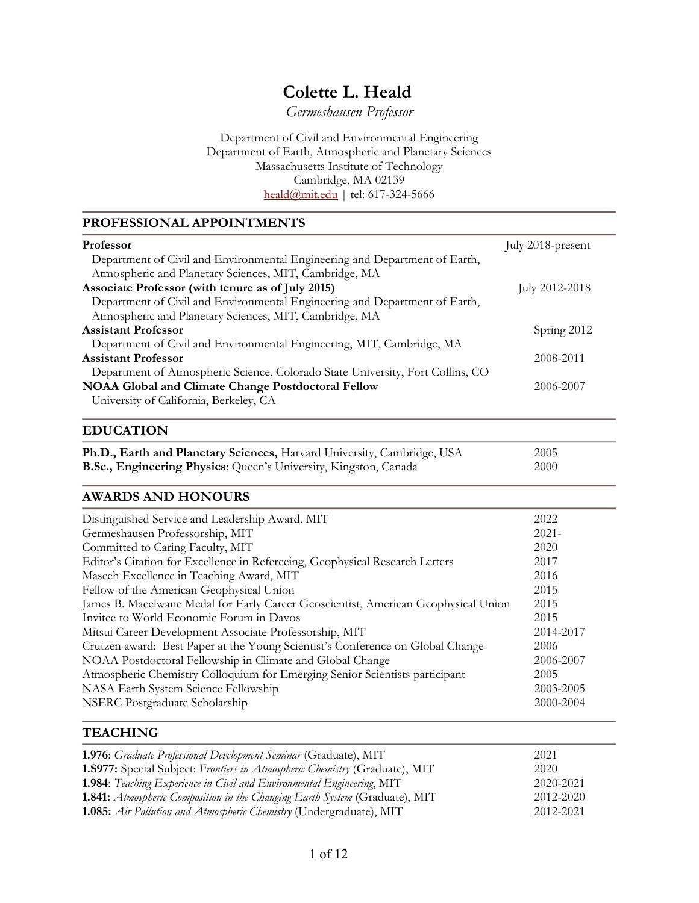# Colette L. Heald

*Germeshausen Professor*

Department of Civil and Environmental Engineering
Department of Earth, Atmospheric and Planetary Sciences
Massachusetts Institute of Technology
Cambridge, MA 02139
heald@mit.edu | tel: 617-324-5666

## PROFESSIONAL APPOINTMENTS

**Professor** — July 2018-present
Department of Civil and Environmental Engineering and Department of Earth, Atmospheric and Planetary Sciences, MIT, Cambridge, MA

**Associate Professor (with tenure as of July 2015)** — July 2012-2018
Department of Civil and Environmental Engineering and Department of Earth, Atmospheric and Planetary Sciences, MIT, Cambridge, MA

**Assistant Professor** — Spring 2012
Department of Civil and Environmental Engineering, MIT, Cambridge, MA

**Assistant Professor** — 2008-2011
Department of Atmospheric Science, Colorado State University, Fort Collins, CO

**NOAA Global and Climate Change Postdoctoral Fellow** — 2006-2007
University of California, Berkeley, CA

## EDUCATION

| | |
|---|---|
| **Ph.D., Earth and Planetary Sciences,** Harvard University, Cambridge, USA | 2005 |
| **B.Sc., Engineering Physics**: Queen's University, Kingston, Canada | 2000 |

## AWARDS AND HONOURS

| | |
|---|---|
| Distinguished Service and Leadership Award, MIT | 2022 |
| Germeshausen Professorship, MIT | 2021- |
| Committed to Caring Faculty, MIT | 2020 |
| Editor's Citation for Excellence in Refereeing, Geophysical Research Letters | 2017 |
| Maseeh Excellence in Teaching Award, MIT | 2016 |
| Fellow of the American Geophysical Union | 2015 |
| James B. Macelwane Medal for Early Career Geoscientist, American Geophysical Union | 2015 |
| Invitee to World Economic Forum in Davos | 2015 |
| Mitsui Career Development Associate Professorship, MIT | 2014-2017 |
| Crutzen award: Best Paper at the Young Scientist's Conference on Global Change | 2006 |
| NOAA Postdoctoral Fellowship in Climate and Global Change | 2006-2007 |
| Atmospheric Chemistry Colloquium for Emerging Senior Scientists participant | 2005 |
| NASA Earth System Science Fellowship | 2003-2005 |
| NSERC Postgraduate Scholarship | 2000-2004 |

## TEACHING

| | |
|---|---|
| **1.976**: *Graduate Professional Development Seminar* (Graduate), MIT | 2021 |
| **1.S977:** Special Subject: *Frontiers in Atmospheric Chemistry* (Graduate), MIT | 2020 |
| **1.984**: *Teaching Experience in Civil and Environmental Engineering*, MIT | 2020-2021 |
| **1.841:** *Atmospheric Composition in the Changing Earth System* (Graduate), MIT | 2012-2020 |
| **1.085:** *Air Pollution and Atmospheric Chemistry* (Undergraduate), MIT | 2012-2021 |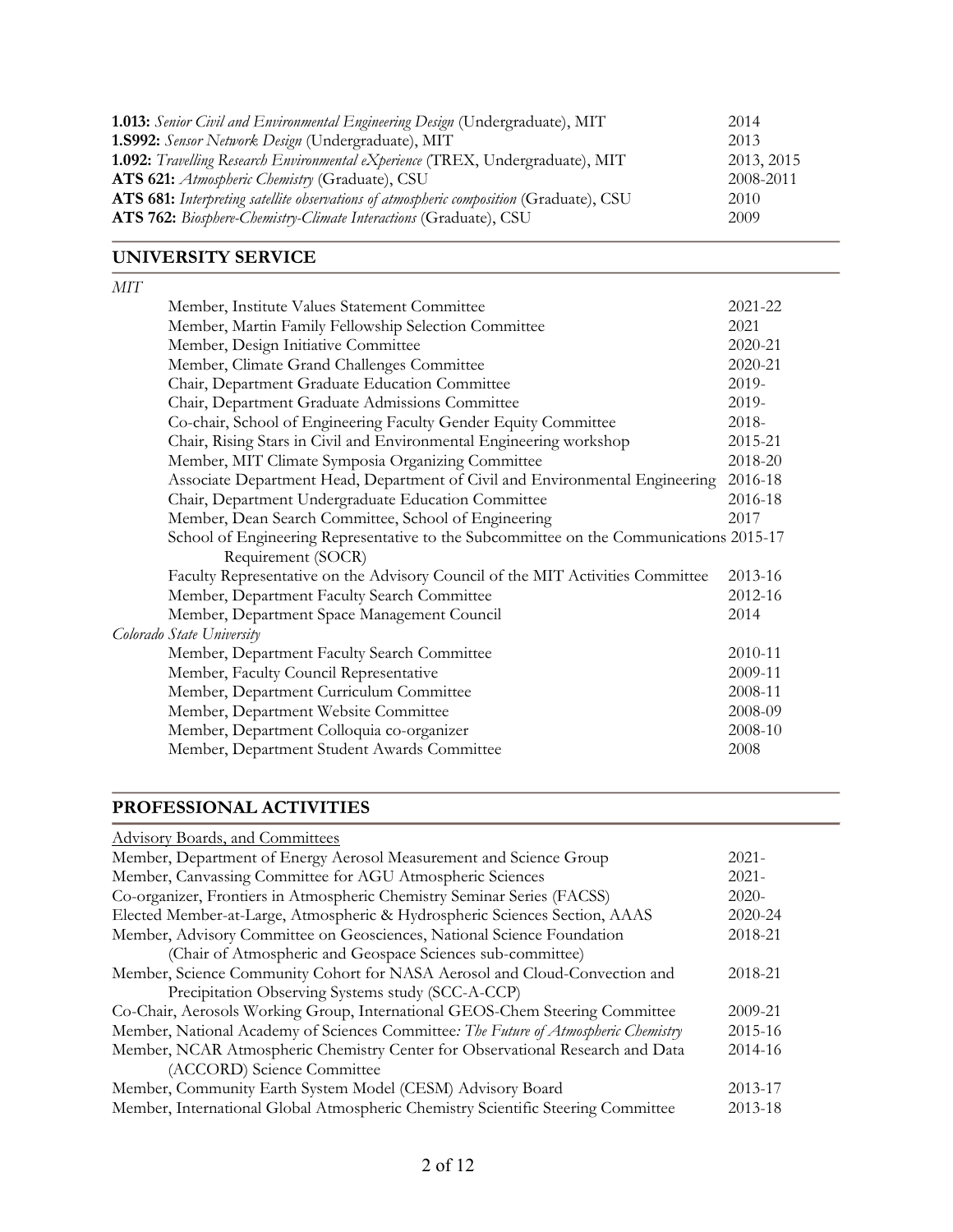**1.013:** *Senior Civil and Environmental Engineering Design* (Undergraduate), MIT 2014
**1.S992:** *Sensor Network Design* (Undergraduate), MIT 2013
**1.092:** *Travelling Research Environmental eXperience* (TREX, Undergraduate), MIT 2013, 2015
**ATS 621:** *Atmospheric Chemistry* (Graduate), CSU 2008-2011
**ATS 681:** *Interpreting satellite observations of atmospheric composition* (Graduate), CSU 2010
**ATS 762:** *Biosphere-Chemistry-Climate Interactions* (Graduate), CSU 2009

## UNIVERSITY SERVICE

*MIT*

- Member, Institute Values Statement Committee 2021-22
- Member, Martin Family Fellowship Selection Committee 2021
- Member, Design Initiative Committee 2020-21
- Member, Climate Grand Challenges Committee 2020-21
- Chair, Department Graduate Education Committee 2019-
- Chair, Department Graduate Admissions Committee 2019-
- Co-chair, School of Engineering Faculty Gender Equity Committee 2018-
- Chair, Rising Stars in Civil and Environmental Engineering workshop 2015-21
- Member, MIT Climate Symposia Organizing Committee 2018-20
- Associate Department Head, Department of Civil and Environmental Engineering 2016-18
- Chair, Department Undergraduate Education Committee 2016-18
- Member, Dean Search Committee, School of Engineering 2017
- School of Engineering Representative to the Subcommittee on the Communications Requirement (SOCR) 2015-17
- Faculty Representative on the Advisory Council of the MIT Activities Committee 2013-16
- Member, Department Faculty Search Committee 2012-16
- Member, Department Space Management Council 2014

*Colorado State University*

- Member, Department Faculty Search Committee 2010-11
- Member, Faculty Council Representative 2009-11
- Member, Department Curriculum Committee 2008-11
- Member, Department Website Committee 2008-09
- Member, Department Colloquia co-organizer 2008-10
- Member, Department Student Awards Committee 2008

## PROFESSIONAL ACTIVITIES

Advisory Boards, and Committees

- Member, Department of Energy Aerosol Measurement and Science Group 2021-
- Member, Canvassing Committee for AGU Atmospheric Sciences 2021-
- Co-organizer, Frontiers in Atmospheric Chemistry Seminar Series (FACSS) 2020-
- Elected Member-at-Large, Atmospheric & Hydrospheric Sciences Section, AAAS 2020-24
- Member, Advisory Committee on Geosciences, National Science Foundation (Chair of Atmospheric and Geospace Sciences sub-committee) 2018-21
- Member, Science Community Cohort for NASA Aerosol and Cloud-Convection and Precipitation Observing Systems study (SCC-A-CCP) 2018-21
- Co-Chair, Aerosols Working Group, International GEOS-Chem Steering Committee 2009-21
- Member, National Academy of Sciences Committee: *The Future of Atmospheric Chemistry* 2015-16
- Member, NCAR Atmospheric Chemistry Center for Observational Research and Data (ACCORD) Science Committee 2014-16
- Member, Community Earth System Model (CESM) Advisory Board 2013-17
- Member, International Global Atmospheric Chemistry Scientific Steering Committee 2013-18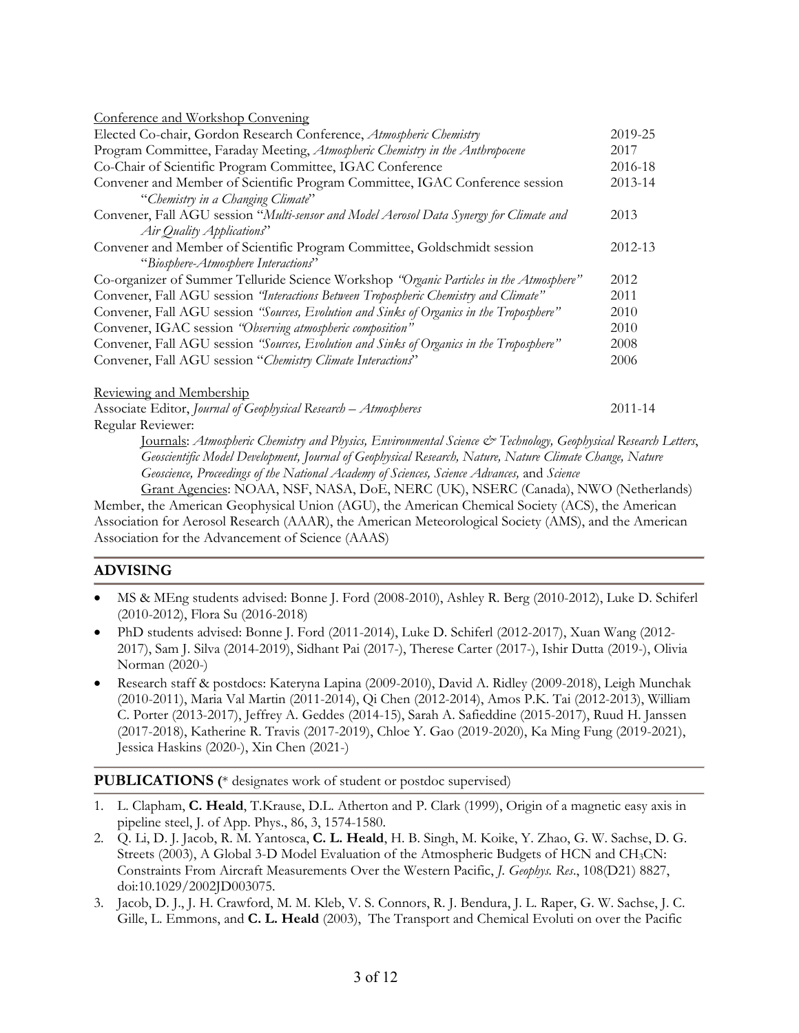Conference and Workshop Convening

| | |
|---|---|
| Elected Co-chair, Gordon Research Conference, *Atmospheric Chemistry* | 2019-25 |
| Program Committee, Faraday Meeting, *Atmospheric Chemistry in the Anthropocene* | 2017 |
| Co-Chair of Scientific Program Committee, IGAC Conference | 2016-18 |
| Convener and Member of Scientific Program Committee, IGAC Conference session "*Chemistry in a Changing Climate*" | 2013-14 |
| Convener, Fall AGU session "*Multi-sensor and Model Aerosol Data Synergy for Climate and Air Quality Applications*" | 2013 |
| Convener and Member of Scientific Program Committee, Goldschmidt session "*Biosphere-Atmosphere Interactions*" | 2012-13 |
| Co-organizer of Summer Telluride Science Workshop *"Organic Particles in the Atmosphere"* | 2012 |
| Convener, Fall AGU session *"Interactions Between Tropospheric Chemistry and Climate"* | 2011 |
| Convener, Fall AGU session *"Sources, Evolution and Sinks of Organics in the Troposphere"* | 2010 |
| Convener, IGAC session *"Observing atmospheric composition"* | 2010 |
| Convener, Fall AGU session *"Sources, Evolution and Sinks of Organics in the Troposphere"* | 2008 |
| Convener, Fall AGU session "*Chemistry Climate Interactions*" | 2006 |

Reviewing and Membership

Associate Editor, *Journal of Geophysical Research – Atmospheres* — 2011-14

Regular Reviewer:

Journals: *Atmospheric Chemistry and Physics, Environmental Science & Technology, Geophysical Research Letters, Geoscientific Model Development, Journal of Geophysical Research, Nature, Nature Climate Change, Nature Geoscience, Proceedings of the National Academy of Sciences, Science Advances,* and *Science*

Grant Agencies: NOAA, NSF, NASA, DoE, NERC (UK), NSERC (Canada), NWO (Netherlands)

Member, the American Geophysical Union (AGU), the American Chemical Society (ACS), the American Association for Aerosol Research (AAAR), the American Meteorological Society (AMS), and the American Association for the Advancement of Science (AAAS)

## ADVISING

- MS & MEng students advised: Bonne J. Ford (2008-2010), Ashley R. Berg (2010-2012), Luke D. Schiferl (2010-2012), Flora Su (2016-2018)
- PhD students advised: Bonne J. Ford (2011-2014), Luke D. Schiferl (2012-2017), Xuan Wang (2012-2017), Sam J. Silva (2014-2019), Sidhant Pai (2017-), Therese Carter (2017-), Ishir Dutta (2019-), Olivia Norman (2020-)
- Research staff & postdocs: Kateryna Lapina (2009-2010), David A. Ridley (2009-2018), Leigh Munchak (2010-2011), Maria Val Martin (2011-2014), Qi Chen (2012-2014), Amos P.K. Tai (2012-2013), William C. Porter (2013-2017), Jeffrey A. Geddes (2014-15), Sarah A. Safieddine (2015-2017), Ruud H. Janssen (2017-2018), Katherine R. Travis (2017-2019), Chloe Y. Gao (2019-2020), Ka Ming Fung (2019-2021), Jessica Haskins (2020-), Xin Chen (2021-)

## PUBLICATIONS (* designates work of student or postdoc supervised)

1. L. Clapham, **C. Heald**, T.Krause, D.L. Atherton and P. Clark (1999), Origin of a magnetic easy axis in pipeline steel, J. of App. Phys., 86, 3, 1574-1580.
2. Q. Li, D. J. Jacob, R. M. Yantosca, **C. L. Heald**, H. B. Singh, M. Koike, Y. Zhao, G. W. Sachse, D. G. Streets (2003), A Global 3-D Model Evaluation of the Atmospheric Budgets of HCN and $CH_3CN$: Constraints From Aircraft Measurements Over the Western Pacific, *J. Geophys. Res*., 108(D21) 8827, doi:10.1029/2002JD003075.
3. Jacob, D. J., J. H. Crawford, M. M. Kleb, V. S. Connors, R. J. Bendura, J. L. Raper, G. W. Sachse, J. C. Gille, L. Emmons, and **C. L. Heald** (2003), The Transport and Chemical Evoluti on over the Pacific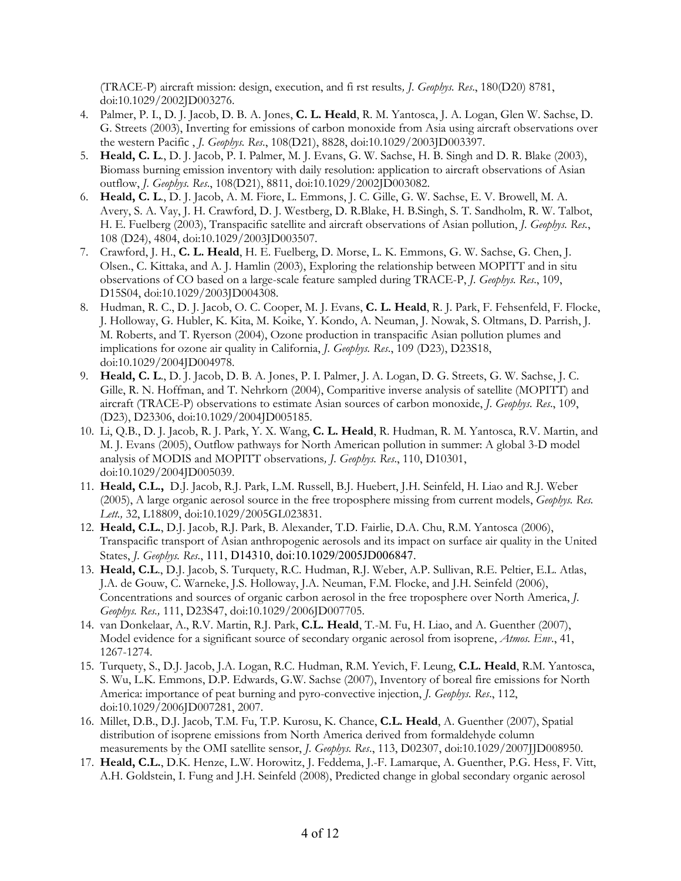(TRACE-P) aircraft mission: design, execution, and fi rst results*, J. Geophys. Res*., 180(D20) 8781, doi:10.1029/2002JD003276.

4. Palmer, P. I., D. J. Jacob, D. B. A. Jones, **C. L. Heald**, R. M. Yantosca, J. A. Logan, Glen W. Sachse, D. G. Streets (2003), Inverting for emissions of carbon monoxide from Asia using aircraft observations over the western Pacific , *J. Geophys. Res*., 108(D21), 8828, doi:10.1029/2003JD003397.
5. **Heald, C. L**., D. J. Jacob, P. I. Palmer, M. J. Evans, G. W. Sachse, H. B. Singh and D. R. Blake (2003), Biomass burning emission inventory with daily resolution: application to aircraft observations of Asian outflow, *J. Geophys. Res*., 108(D21), 8811, doi:10.1029/2002JD003082.
6. **Heald, C. L**., D. J. Jacob, A. M. Fiore, L. Emmons, J. C. Gille, G. W. Sachse, E. V. Browell, M. A. Avery, S. A. Vay, J. H. Crawford, D. J. Westberg, D. R.Blake, H. B.Singh, S. T. Sandholm, R. W. Talbot, H. E. Fuelberg (2003), Transpacific satellite and aircraft observations of Asian pollution, *J. Geophys. Res.*, 108 (D24), 4804, doi:10.1029/2003JD003507.
7. Crawford, J. H., **C. L. Heald**, H. E. Fuelberg, D. Morse, L. K. Emmons, G. W. Sachse, G. Chen, J. Olsen., C. Kittaka, and A. J. Hamlin (2003), Exploring the relationship between MOPITT and in situ observations of CO based on a large-scale feature sampled during TRACE-P, *J. Geophys. Res*., 109, D15S04, doi:10.1029/2003JD004308.
8. Hudman, R. C., D. J. Jacob, O. C. Cooper, M. J. Evans, **C. L. Heald**, R. J. Park, F. Fehsenfeld, F. Flocke, J. Holloway, G. Hubler, K. Kita, M. Koike, Y. Kondo, A. Neuman, J. Nowak, S. Oltmans, D. Parrish, J. M. Roberts, and T. Ryerson (2004), Ozone production in transpacific Asian pollution plumes and implications for ozone air quality in California, *J. Geophys. Res*., 109 (D23), D23S18, doi:10.1029/2004JD004978.
9. **Heald, C. L**., D. J. Jacob, D. B. A. Jones, P. I. Palmer, J. A. Logan, D. G. Streets, G. W. Sachse, J. C. Gille, R. N. Hoffman, and T. Nehrkorn (2004), Comparitive inverse analysis of satellite (MOPITT) and aircraft (TRACE-P) observations to estimate Asian sources of carbon monoxide, *J. Geophys. Res*., 109, (D23), D23306, doi:10.1029/2004JD005185.
10. Li, Q.B., D. J. Jacob, R. J. Park, Y. X. Wang, **C. L. Heald**, R. Hudman, R. M. Yantosca, R.V. Martin, and M. J. Evans (2005), Outflow pathways for North American pollution in summer: A global 3-D model analysis of MODIS and MOPITT observations*, J. Geophys. Res*., 110, D10301, doi:10.1029/2004JD005039.
11. **Heald, C.L.,** D.J. Jacob, R.J. Park, L.M. Russell, B.J. Huebert, J.H. Seinfeld, H. Liao and R.J. Weber (2005), A large organic aerosol source in the free troposphere missing from current models, *Geophys. Res. Lett.,* 32, L18809, doi:10.1029/2005GL023831.
12. **Heald, C.L.**, D.J. Jacob, R.J. Park, B. Alexander, T.D. Fairlie, D.A. Chu, R.M. Yantosca (2006), Transpacific transport of Asian anthropogenic aerosols and its impact on surface air quality in the United States, *J. Geophys. Res*., 111, D14310, doi:10.1029/2005JD006847.
13. **Heald, C.L**., D.J. Jacob, S. Turquety, R.C. Hudman, R.J. Weber, A.P. Sullivan, R.E. Peltier, E.L. Atlas, J.A. de Gouw, C. Warneke, J.S. Holloway, J.A. Neuman, F.M. Flocke, and J.H. Seinfeld (2006), Concentrations and sources of organic carbon aerosol in the free troposphere over North America, *J. Geophys. Res.,* 111, D23S47, doi:10.1029/2006JD007705.
14. van Donkelaar, A., R.V. Martin, R.J. Park, **C.L. Heald**, T.-M. Fu, H. Liao, and A. Guenther (2007), Model evidence for a significant source of secondary organic aerosol from isoprene, *Atmos. Env*., 41, 1267-1274.
15. Turquety, S., D.J. Jacob, J.A. Logan, R.C. Hudman, R.M. Yevich, F. Leung, **C.L. Heald**, R.M. Yantosca, S. Wu, L.K. Emmons, D.P. Edwards, G.W. Sachse (2007), Inventory of boreal fire emissions for North America: importance of peat burning and pyro-convective injection, *J. Geophys. Res*., 112, doi:10.1029/2006JD007281, 2007.
16. Millet, D.B., D.J. Jacob, T.M. Fu, T.P. Kurosu, K. Chance, **C.L. Heald**, A. Guenther (2007), Spatial distribution of isoprene emissions from North America derived from formaldehyde column measurements by the OMI satellite sensor, *J. Geophys. Res*., 113, D02307, doi:10.1029/2007JJD008950.
17. **Heald, C.L.**, D.K. Henze, L.W. Horowitz, J. Feddema, J.-F. Lamarque, A. Guenther, P.G. Hess, F. Vitt, A.H. Goldstein, I. Fung and J.H. Seinfeld (2008), Predicted change in global secondary organic aerosol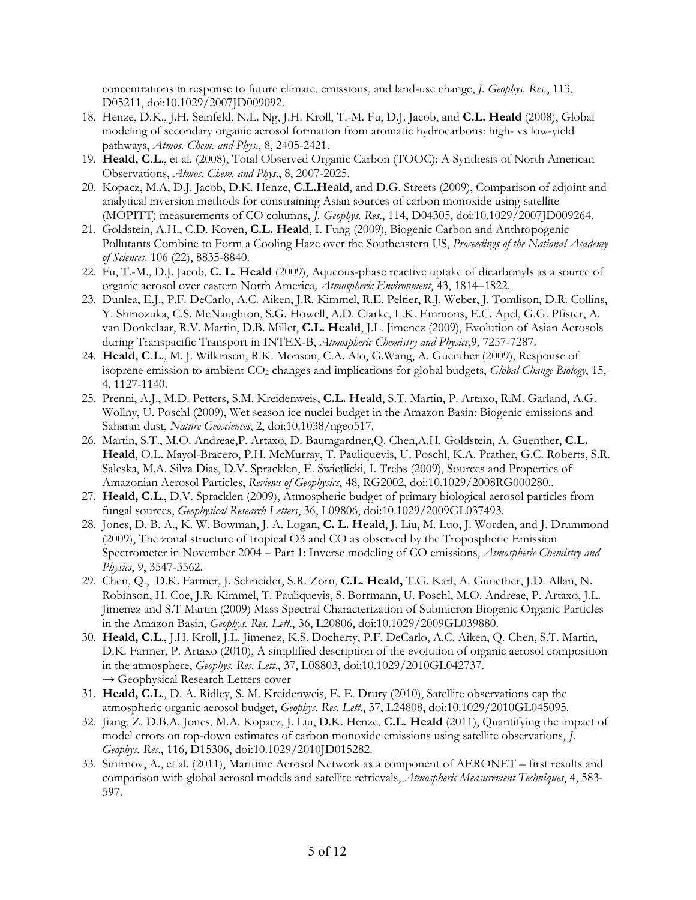concentrations in response to future climate, emissions, and land-use change, *J. Geophys. Res.*, 113, D05211, doi:10.1029/2007JD009092.

18. Henze, D.K., J.H. Seinfeld, N.L. Ng, J.H. Kroll, T.-M. Fu, D.J. Jacob, and **C.L. Heald** (2008), Global modeling of secondary organic aerosol formation from aromatic hydrocarbons: high- vs low-yield pathways, *Atmos. Chem. and Phys.*, 8, 2405-2421.
19. **Heald, C.L.**, et al. (2008), Total Observed Organic Carbon (TOOC): A Synthesis of North American Observations, *Atmos. Chem. and Phys.*, 8, 2007-2025.
20. Kopacz, M.A, D.J. Jacob, D.K. Henze, **C.L.Heald**, and D.G. Streets (2009), Comparison of adjoint and analytical inversion methods for constraining Asian sources of carbon monoxide using satellite (MOPITT) measurements of CO columns, *J. Geophys. Res.*, 114, D04305, doi:10.1029/2007JD009264.
21. Goldstein, A.H., C.D. Koven, **C.L. Heald**, I. Fung (2009), Biogenic Carbon and Anthropogenic Pollutants Combine to Form a Cooling Haze over the Southeastern US, *Proceedings of the National Academy of Sciences,* 106 (22), 8835-8840.
22. Fu, T.-M., D.J. Jacob, **C. L. Heald** (2009), Aqueous-phase reactive uptake of dicarbonyls as a source of organic aerosol over eastern North America*, Atmospheric Environment*, 43, 1814–1822.
23. Dunlea, E.J., P.F. DeCarlo, A.C. Aiken, J.R. Kimmel, R.E. Peltier, R.J. Weber, J. Tomlison, D.R. Collins, Y. Shinozuka, C.S. McNaughton, S.G. Howell, A.D. Clarke, L.K. Emmons, E.C. Apel, G.G. Pfister, A. van Donkelaar, R.V. Martin, D.B. Millet, **C.L. Heald**, J.L. Jimenez (2009), Evolution of Asian Aerosols during Transpacific Transport in INTEX-B, *Atmospheric Chemistry and Physics*,9, 7257-7287.
24. **Heald, C.L.**, M. J. Wilkinson, R.K. Monson, C.A. Alo, G.Wang, A. Guenther (2009), Response of isoprene emission to ambient $CO_2$ changes and implications for global budgets, *Global Change Biology*, 15, 4, 1127-1140.
25. Prenni, A.J., M.D. Petters, S.M. Kreidenweis, **C.L. Heald**, S.T. Martin, P. Artaxo, R.M. Garland, A.G. Wollny, U. Poschl (2009), Wet season ice nuclei budget in the Amazon Basin: Biogenic emissions and Saharan dust, *Nature Geosciences*, 2, doi:10.1038/ngeo517.
26. Martin, S.T., M.O. Andreae,P. Artaxo, D. Baumgardner,Q. Chen,A.H. Goldstein, A. Guenther, **C.L. Heald**, O.L. Mayol-Bracero, P.H. McMurray, T. Pauliquevis, U. Poschl, K.A. Prather, G.C. Roberts, S.R. Saleska, M.A. Silva Dias, D.V. Spracklen, E. Swietlicki, I. Trebs (2009), Sources and Properties of Amazonian Aerosol Particles, *Reviews of Geophysics*, 48, RG2002, doi:10.1029/2008RG000280..
27. **Heald, C.L.**, D.V. Spracklen (2009), Atmospheric budget of primary biological aerosol particles from fungal sources, *Geophysical Research Letters*, 36, L09806, doi:10.1029/2009GL037493.
28. Jones, D. B. A., K. W. Bowman, J. A. Logan, **C. L. Heald**, J. Liu, M. Luo, J. Worden, and J. Drummond (2009), The zonal structure of tropical O3 and CO as observed by the Tropospheric Emission Spectrometer in November 2004 – Part 1: Inverse modeling of CO emissions, *Atmospheric Chemistry and Physics*, 9, 3547-3562.
29. Chen, Q., D.K. Farmer, J. Schneider, S.R. Zorn, **C.L. Heald,** T.G. Karl, A. Gunether, J.D. Allan, N. Robinson, H. Coe, J.R. Kimmel, T. Pauliquevis, S. Borrmann, U. Poschl, M.O. Andreae, P. Artaxo, J.L. Jimenez and S.T Martin (2009) Mass Spectral Characterization of Submicron Biogenic Organic Particles in the Amazon Basin, *Geophys. Res. Lett.*, 36, L20806, doi:10.1029/2009GL039880.
30. **Heald, C.L.**, J.H. Kroll, J.L. Jimenez, K.S. Docherty, P.F. DeCarlo, A.C. Aiken, Q. Chen, S.T. Martin, D.K. Farmer, P. Artaxo (2010), A simplified description of the evolution of organic aerosol composition in the atmosphere, *Geophys. Res. Lett.*, 37, L08803, doi:10.1029/2010GL042737.
   → Geophysical Research Letters cover
31. **Heald, C.L.**, D. A. Ridley, S. M. Kreidenweis, E. E. Drury (2010), Satellite observations cap the atmospheric organic aerosol budget, *Geophys. Res. Lett.*, 37, L24808, doi:10.1029/2010GL045095.
32. Jiang, Z. D.B.A. Jones, M.A. Kopacz, J. Liu, D.K. Henze, **C.L. Heald** (2011), Quantifying the impact of model errors on top-down estimates of carbon monoxide emissions using satellite observations, *J. Geophys. Res.*, 116, D15306, doi:10.1029/2010JD015282.
33. Smirnov, A., et al. (2011), Maritime Aerosol Network as a component of AERONET – first results and comparison with global aerosol models and satellite retrievals, *Atmospheric Measurement Techniques*, 4, 583-597.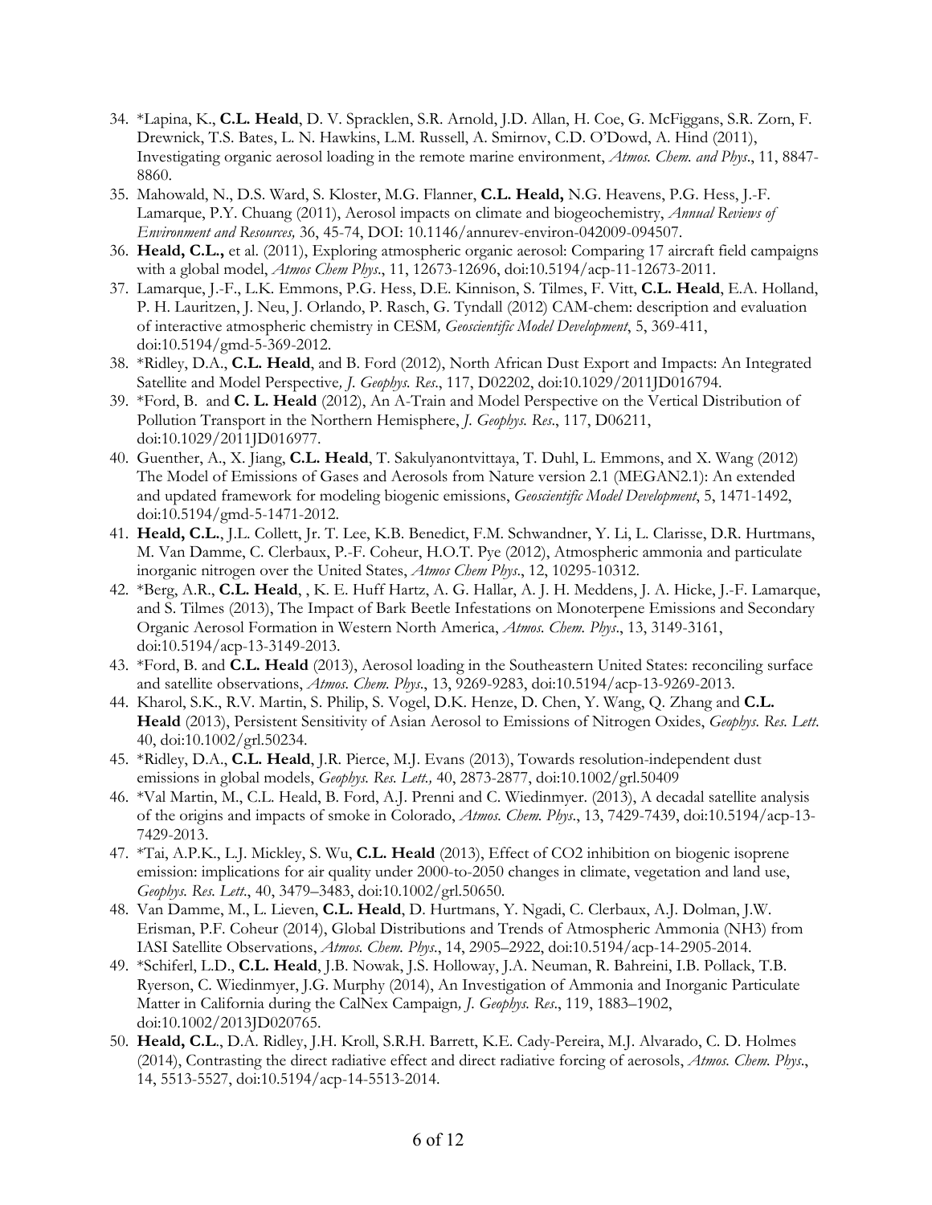34. *Lapina, K., **C.L. Heald**, D. V. Spracklen, S.R. Arnold, J.D. Allan, H. Coe, G. McFiggans, S.R. Zorn, F. Drewnick, T.S. Bates, L. N. Hawkins, L.M. Russell, A. Smirnov, C.D. O'Dowd, A. Hind (2011), Investigating organic aerosol loading in the remote marine environment, *Atmos. Chem. and Phys*., 11, 8847-8860.
35. Mahowald, N., D.S. Ward, S. Kloster, M.G. Flanner, **C.L. Heald,** N.G. Heavens, P.G. Hess, J.-F. Lamarque, P.Y. Chuang (2011), Aerosol impacts on climate and biogeochemistry, *Annual Reviews of Environment and Resources,* 36, 45-74, DOI: 10.1146/annurev-environ-042009-094507.
36. **Heald, C.L.,** et al. (2011), Exploring atmospheric organic aerosol: Comparing 17 aircraft field campaigns with a global model, *Atmos Chem Phys*., 11, 12673-12696, doi:10.5194/acp-11-12673-2011.
37. Lamarque, J.-F., L.K. Emmons, P.G. Hess, D.E. Kinnison, S. Tilmes, F. Vitt, **C.L. Heald**, E.A. Holland, P. H. Lauritzen, J. Neu, J. Orlando, P. Rasch, G. Tyndall (2012) CAM-chem: description and evaluation of interactive atmospheric chemistry in CESM*, Geoscientific Model Development*, 5, 369-411, doi:10.5194/gmd-5-369-2012.
38. *Ridley, D.A., **C.L. Heald**, and B. Ford (2012), North African Dust Export and Impacts: An Integrated Satellite and Model Perspective*, J. Geophys. Res*., 117, D02202, doi:10.1029/2011JD016794.
39. *Ford, B. and **C. L. Heald** (2012), An A-Train and Model Perspective on the Vertical Distribution of Pollution Transport in the Northern Hemisphere, *J. Geophys. Res*., 117, D06211, doi:10.1029/2011JD016977.
40. Guenther, A., X. Jiang, **C.L. Heald**, T. Sakulyanontvittaya, T. Duhl, L. Emmons, and X. Wang (2012) The Model of Emissions of Gases and Aerosols from Nature version 2.1 (MEGAN2.1): An extended and updated framework for modeling biogenic emissions, *Geoscientific Model Development*, 5, 1471-1492, doi:10.5194/gmd-5-1471-2012.
41. **Heald, C.L.**, J.L. Collett, Jr. T. Lee, K.B. Benedict, F.M. Schwandner, Y. Li, L. Clarisse, D.R. Hurtmans, M. Van Damme, C. Clerbaux, P.-F. Coheur, H.O.T. Pye (2012), Atmospheric ammonia and particulate inorganic nitrogen over the United States, *Atmos Chem Phys*., 12, 10295-10312.
42. *Berg, A.R., **C.L. Heald**, , K. E. Huff Hartz, A. G. Hallar, A. J. H. Meddens, J. A. Hicke, J.-F. Lamarque, and S. Tilmes (2013), The Impact of Bark Beetle Infestations on Monoterpene Emissions and Secondary Organic Aerosol Formation in Western North America, *Atmos. Chem. Phys*., 13, 3149-3161, doi:10.5194/acp-13-3149-2013.
43. *Ford, B. and **C.L. Heald** (2013), Aerosol loading in the Southeastern United States: reconciling surface and satellite observations, *Atmos. Chem. Phys*., 13, 9269-9283, doi:10.5194/acp-13-9269-2013.
44. Kharol, S.K., R.V. Martin, S. Philip, S. Vogel, D.K. Henze, D. Chen, Y. Wang, Q. Zhang and **C.L. Heald** (2013), Persistent Sensitivity of Asian Aerosol to Emissions of Nitrogen Oxides, *Geophys. Res. Lett.* 40, doi:10.1002/grl.50234.
45. *Ridley, D.A., **C.L. Heald**, J.R. Pierce, M.J. Evans (2013), Towards resolution-independent dust emissions in global models, *Geophys. Res. Lett.,* 40, 2873-2877, doi:10.1002/grl.50409
46. *Val Martin, M., C.L. Heald, B. Ford, A.J. Prenni and C. Wiedinmyer. (2013), A decadal satellite analysis of the origins and impacts of smoke in Colorado, *Atmos. Chem. Phys*., 13, 7429-7439, doi:10.5194/acp-13-7429-2013.
47. *Tai, A.P.K., L.J. Mickley, S. Wu, **C.L. Heald** (2013), Effect of CO2 inhibition on biogenic isoprene emission: implications for air quality under 2000-to-2050 changes in climate, vegetation and land use, *Geophys. Res. Lett*., 40, 3479–3483, doi:10.1002/grl.50650.
48. Van Damme, M., L. Lieven, **C.L. Heald**, D. Hurtmans, Y. Ngadi, C. Clerbaux, A.J. Dolman, J.W. Erisman, P.F. Coheur (2014), Global Distributions and Trends of Atmospheric Ammonia (NH3) from IASI Satellite Observations, *Atmos. Chem. Phys*., 14, 2905–2922, doi:10.5194/acp-14-2905-2014.
49. *Schiferl, L.D., **C.L. Heald**, J.B. Nowak, J.S. Holloway, J.A. Neuman, R. Bahreini, I.B. Pollack, T.B. Ryerson, C. Wiedinmyer, J.G. Murphy (2014), An Investigation of Ammonia and Inorganic Particulate Matter in California during the CalNex Campaign*, J. Geophys. Res*., 119, 1883–1902, doi:10.1002/2013JD020765.
50. **Heald, C.L**., D.A. Ridley, J.H. Kroll, S.R.H. Barrett, K.E. Cady-Pereira, M.J. Alvarado, C. D. Holmes (2014), Contrasting the direct radiative effect and direct radiative forcing of aerosols, *Atmos. Chem. Phys*., 14, 5513-5527, doi:10.5194/acp-14-5513-2014.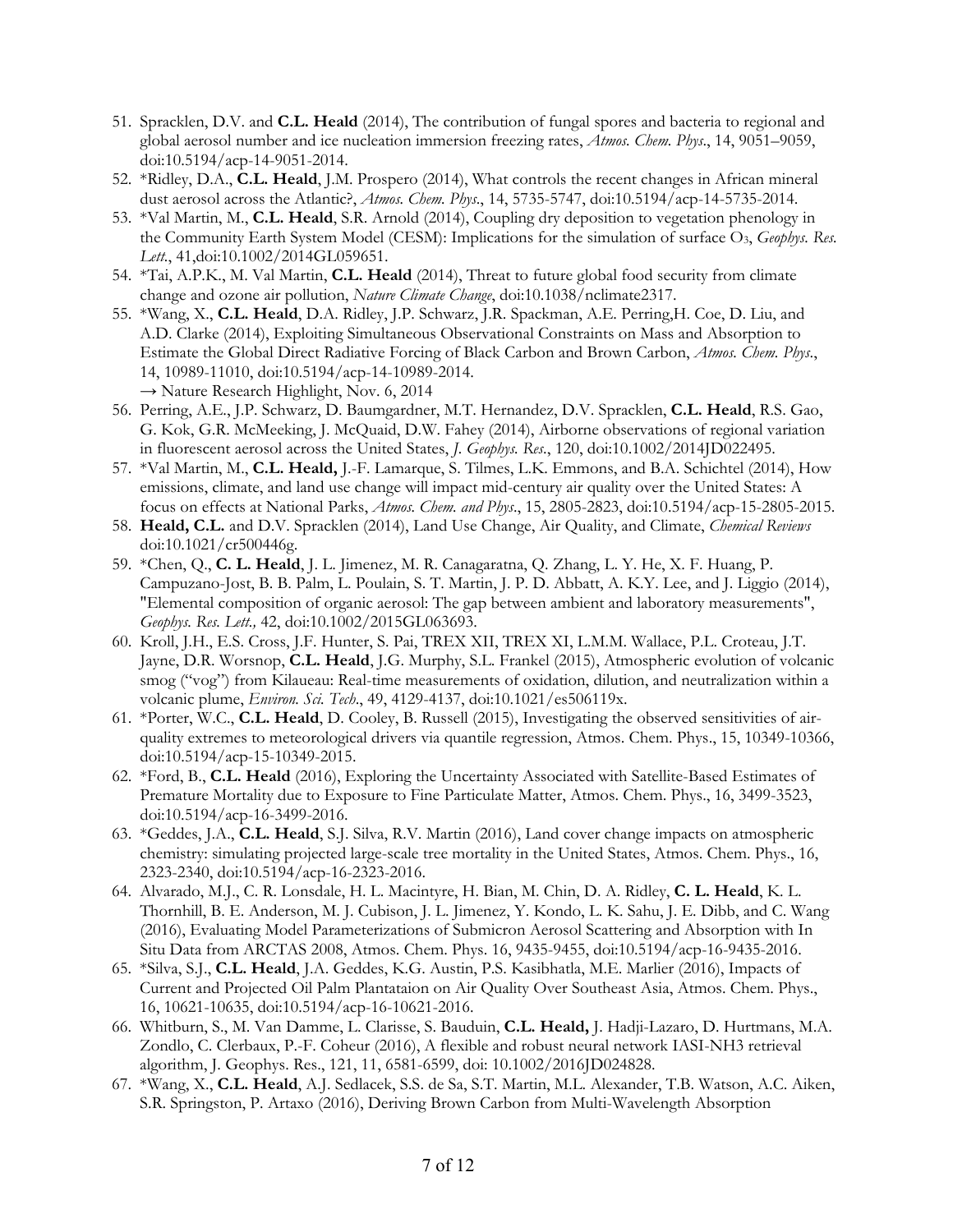51. Spracklen, D.V. and **C.L. Heald** (2014), The contribution of fungal spores and bacteria to regional and global aerosol number and ice nucleation immersion freezing rates, *Atmos. Chem. Phys*., 14, 9051–9059, doi:10.5194/acp-14-9051-2014.
52. *Ridley, D.A., **C.L. Heald**, J.M. Prospero (2014), What controls the recent changes in African mineral dust aerosol across the Atlantic?, *Atmos. Chem. Phys*., 14, 5735-5747, doi:10.5194/acp-14-5735-2014.
53. *Val Martin, M., **C.L. Heald**, S.R. Arnold (2014), Coupling dry deposition to vegetation phenology in the Community Earth System Model (CESM): Implications for the simulation of surface $O_3$, *Geophys. Res. Lett*., 41,doi:10.1002/2014GL059651.
54. *Tai, A.P.K., M. Val Martin, **C.L. Heald** (2014), Threat to future global food security from climate change and ozone air pollution, *Nature Climate Change*, doi:10.1038/nclimate2317.
55. *Wang, X., **C.L. Heald**, D.A. Ridley, J.P. Schwarz, J.R. Spackman, A.E. Perring,H. Coe, D. Liu, and A.D. Clarke (2014), Exploiting Simultaneous Observational Constraints on Mass and Absorption to Estimate the Global Direct Radiative Forcing of Black Carbon and Brown Carbon, *Atmos. Chem. Phys*., 14, 10989-11010, doi:10.5194/acp-14-10989-2014.
    → Nature Research Highlight, Nov. 6, 2014
56. Perring, A.E., J.P. Schwarz, D. Baumgardner, M.T. Hernandez, D.V. Spracklen, **C.L. Heald**, R.S. Gao, G. Kok, G.R. McMeeking, J. McQuaid, D.W. Fahey (2014), Airborne observations of regional variation in fluorescent aerosol across the United States, *J. Geophys. Res*., 120, doi:10.1002/2014JD022495.
57. *Val Martin, M., **C.L. Heald,** J.-F. Lamarque, S. Tilmes, L.K. Emmons, and B.A. Schichtel (2014), How emissions, climate, and land use change will impact mid-century air quality over the United States: A focus on effects at National Parks, *Atmos. Chem. and Phys*., 15, 2805-2823, doi:10.5194/acp-15-2805-2015.
58. **Heald, C.L.** and D.V. Spracklen (2014), Land Use Change, Air Quality, and Climate, *Chemical Reviews* doi:10.1021/cr500446g.
59. *Chen, Q., **C. L. Heald**, J. L. Jimenez, M. R. Canagaratna, Q. Zhang, L. Y. He, X. F. Huang, P. Campuzano-Jost, B. B. Palm, L. Poulain, S. T. Martin, J. P. D. Abbatt, A. K.Y. Lee, and J. Liggio (2014), "Elemental composition of organic aerosol: The gap between ambient and laboratory measurements", *Geophys. Res. Lett.,* 42, doi:10.1002/2015GL063693.
60. Kroll, J.H., E.S. Cross, J.F. Hunter, S. Pai, TREX XII, TREX XI, L.M.M. Wallace, P.L. Croteau, J.T. Jayne, D.R. Worsnop, **C.L. Heald**, J.G. Murphy, S.L. Frankel (2015), Atmospheric evolution of volcanic smog ("vog") from Kilaueau: Real-time measurements of oxidation, dilution, and neutralization within a volcanic plume, *Environ. Sci. Tech*., 49, 4129-4137, doi:10.1021/es506119x.
61. *Porter, W.C., **C.L. Heald**, D. Cooley, B. Russell (2015), Investigating the observed sensitivities of air-quality extremes to meteorological drivers via quantile regression, Atmos. Chem. Phys., 15, 10349-10366, doi:10.5194/acp-15-10349-2015.
62. *Ford, B., **C.L. Heald** (2016), Exploring the Uncertainty Associated with Satellite-Based Estimates of Premature Mortality due to Exposure to Fine Particulate Matter, Atmos. Chem. Phys., 16, 3499-3523, doi:10.5194/acp-16-3499-2016.
63. *Geddes, J.A., **C.L. Heald**, S.J. Silva, R.V. Martin (2016), Land cover change impacts on atmospheric chemistry: simulating projected large-scale tree mortality in the United States, Atmos. Chem. Phys., 16, 2323-2340, doi:10.5194/acp-16-2323-2016.
64. Alvarado, M.J., C. R. Lonsdale, H. L. Macintyre, H. Bian, M. Chin, D. A. Ridley, **C. L. Heald**, K. L. Thornhill, B. E. Anderson, M. J. Cubison, J. L. Jimenez, Y. Kondo, L. K. Sahu, J. E. Dibb, and C. Wang (2016), Evaluating Model Parameterizations of Submicron Aerosol Scattering and Absorption with In Situ Data from ARCTAS 2008, Atmos. Chem. Phys. 16, 9435-9455, doi:10.5194/acp-16-9435-2016.
65. *Silva, S.J., **C.L. Heald**, J.A. Geddes, K.G. Austin, P.S. Kasibhatla, M.E. Marlier (2016), Impacts of Current and Projected Oil Palm Plantataion on Air Quality Over Southeast Asia, Atmos. Chem. Phys., 16, 10621-10635, doi:10.5194/acp-16-10621-2016.
66. Whitburn, S., M. Van Damme, L. Clarisse, S. Bauduin, **C.L. Heald,** J. Hadji-Lazaro, D. Hurtmans, M.A. Zondlo, C. Clerbaux, P.-F. Coheur (2016), A flexible and robust neural network IASI-NH3 retrieval algorithm, J. Geophys. Res., 121, 11, 6581-6599, doi: 10.1002/2016JD024828.
67. *Wang, X., **C.L. Heald**, A.J. Sedlacek, S.S. de Sa, S.T. Martin, M.L. Alexander, T.B. Watson, A.C. Aiken, S.R. Springston, P. Artaxo (2016), Deriving Brown Carbon from Multi-Wavelength Absorption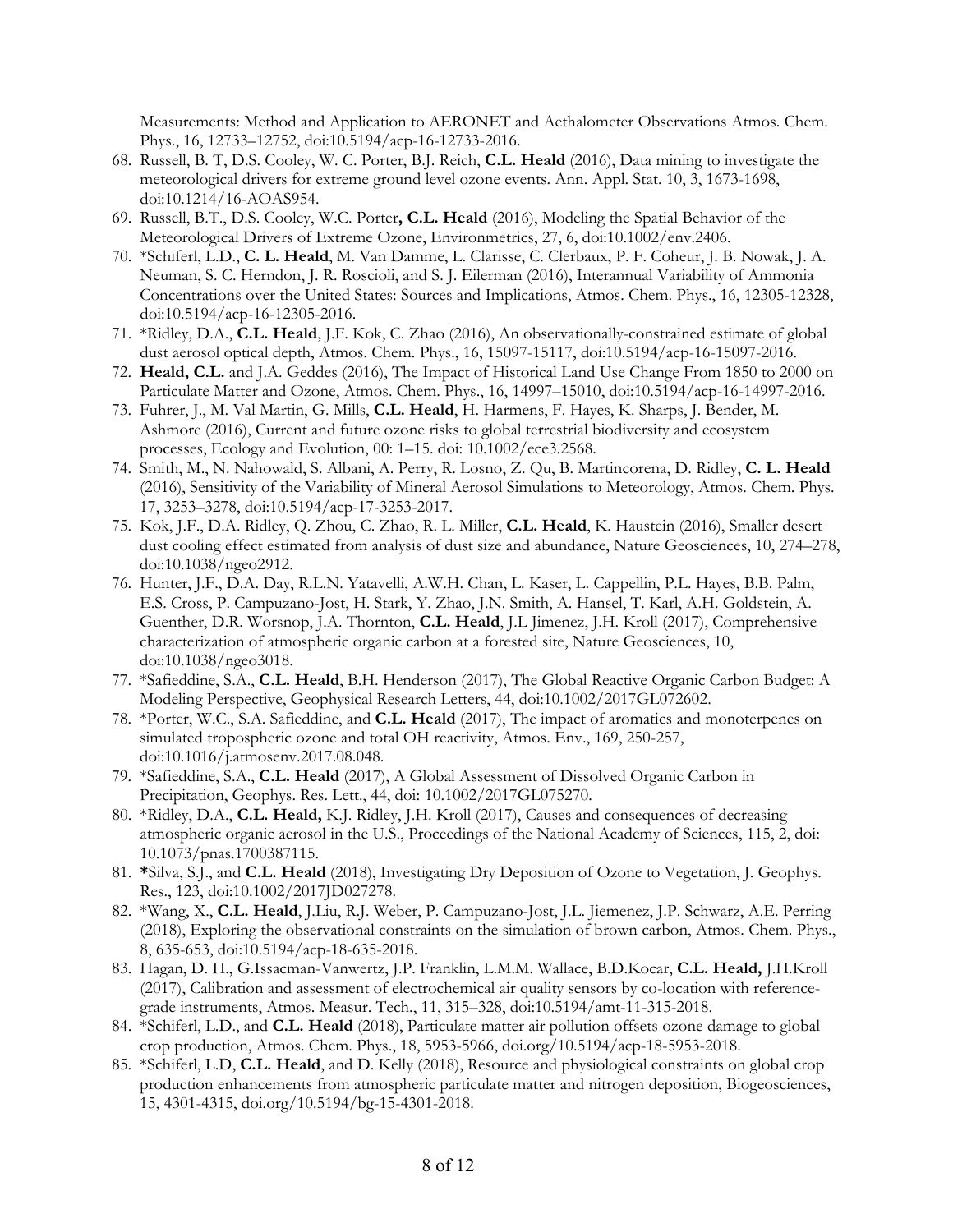Measurements: Method and Application to AERONET and Aethalometer Observations Atmos. Chem. Phys., 16, 12733–12752, doi:10.5194/acp-16-12733-2016.

68. Russell, B. T, D.S. Cooley, W. C. Porter, B.J. Reich, **C.L. Heald** (2016), Data mining to investigate the meteorological drivers for extreme ground level ozone events. Ann. Appl. Stat. 10, 3, 1673-1698, doi:10.1214/16-AOAS954.
69. Russell, B.T., D.S. Cooley, W.C. Porter**, C.L. Heald** (2016), Modeling the Spatial Behavior of the Meteorological Drivers of Extreme Ozone, Environmetrics, 27, 6, doi:10.1002/env.2406.
70. *Schiferl, L.D., **C. L. Heald**, M. Van Damme, L. Clarisse, C. Clerbaux, P. F. Coheur, J. B. Nowak, J. A. Neuman, S. C. Herndon, J. R. Roscioli, and S. J. Eilerman (2016), Interannual Variability of Ammonia Concentrations over the United States: Sources and Implications, Atmos. Chem. Phys., 16, 12305-12328, doi:10.5194/acp-16-12305-2016.
71. *Ridley, D.A., **C.L. Heald**, J.F. Kok, C. Zhao (2016), An observationally-constrained estimate of global dust aerosol optical depth, Atmos. Chem. Phys., 16, 15097-15117, doi:10.5194/acp-16-15097-2016.
72. **Heald, C.L.** and J.A. Geddes (2016), The Impact of Historical Land Use Change From 1850 to 2000 on Particulate Matter and Ozone, Atmos. Chem. Phys., 16, 14997–15010, doi:10.5194/acp-16-14997-2016.
73. Fuhrer, J., M. Val Martin, G. Mills, **C.L. Heald**, H. Harmens, F. Hayes, K. Sharps, J. Bender, M. Ashmore (2016), Current and future ozone risks to global terrestrial biodiversity and ecosystem processes, Ecology and Evolution, 00: 1–15. doi: 10.1002/ece3.2568.
74. Smith, M., N. Nahowald, S. Albani, A. Perry, R. Losno, Z. Qu, B. Martincorena, D. Ridley, **C. L. Heald** (2016), Sensitivity of the Variability of Mineral Aerosol Simulations to Meteorology, Atmos. Chem. Phys. 17, 3253–3278, doi:10.5194/acp-17-3253-2017.
75. Kok, J.F., D.A. Ridley, Q. Zhou, C. Zhao, R. L. Miller, **C.L. Heald**, K. Haustein (2016), Smaller desert dust cooling effect estimated from analysis of dust size and abundance, Nature Geosciences, 10, 274–278, doi:10.1038/ngeo2912.
76. Hunter, J.F., D.A. Day, R.L.N. Yatavelli, A.W.H. Chan, L. Kaser, L. Cappellin, P.L. Hayes, B.B. Palm, E.S. Cross, P. Campuzano-Jost, H. Stark, Y. Zhao, J.N. Smith, A. Hansel, T. Karl, A.H. Goldstein, A. Guenther, D.R. Worsnop, J.A. Thornton, **C.L. Heald**, J.L Jimenez, J.H. Kroll (2017), Comprehensive characterization of atmospheric organic carbon at a forested site, Nature Geosciences, 10, doi:10.1038/ngeo3018.
77. *Safieddine, S.A., **C.L. Heald**, B.H. Henderson (2017), The Global Reactive Organic Carbon Budget: A Modeling Perspective, Geophysical Research Letters, 44, doi:10.1002/2017GL072602.
78. *Porter, W.C., S.A. Safieddine, and **C.L. Heald** (2017), The impact of aromatics and monoterpenes on simulated tropospheric ozone and total OH reactivity, Atmos. Env., 169, 250-257, doi:10.1016/j.atmosenv.2017.08.048.
79. *Safieddine, S.A., **C.L. Heald** (2017), A Global Assessment of Dissolved Organic Carbon in Precipitation, Geophys. Res. Lett., 44, doi: 10.1002/2017GL075270.
80. *Ridley, D.A., **C.L. Heald,** K.J. Ridley, J.H. Kroll (2017), Causes and consequences of decreasing atmospheric organic aerosol in the U.S., Proceedings of the National Academy of Sciences, 115, 2, doi: 10.1073/pnas.1700387115.
81. ***Silva, S.J., and **C.L. Heald** (2018), Investigating Dry Deposition of Ozone to Vegetation, J. Geophys. Res., 123, doi:10.1002/2017JD027278.
82. *Wang, X., **C.L. Heald**, J.Liu, R.J. Weber, P. Campuzano-Jost, J.L. Jiemenez, J.P. Schwarz, A.E. Perring (2018), Exploring the observational constraints on the simulation of brown carbon, Atmos. Chem. Phys., 8, 635-653, doi:10.5194/acp-18-635-2018.
83. Hagan, D. H., G.Issacman-Vanwertz, J.P. Franklin, L.M.M. Wallace, B.D.Kocar, **C.L. Heald,** J.H.Kroll (2017), Calibration and assessment of electrochemical air quality sensors by co-location with reference-grade instruments, Atmos. Measur. Tech., 11, 315–328, doi:10.5194/amt-11-315-2018.
84. *Schiferl, L.D., and **C.L. Heald** (2018), Particulate matter air pollution offsets ozone damage to global crop production, Atmos. Chem. Phys., 18, 5953-5966, doi.org/10.5194/acp-18-5953-2018.
85. *Schiferl, L.D, **C.L. Heald**, and D. Kelly (2018), Resource and physiological constraints on global crop production enhancements from atmospheric particulate matter and nitrogen deposition, Biogeosciences, 15, 4301-4315, doi.org/10.5194/bg-15-4301-2018.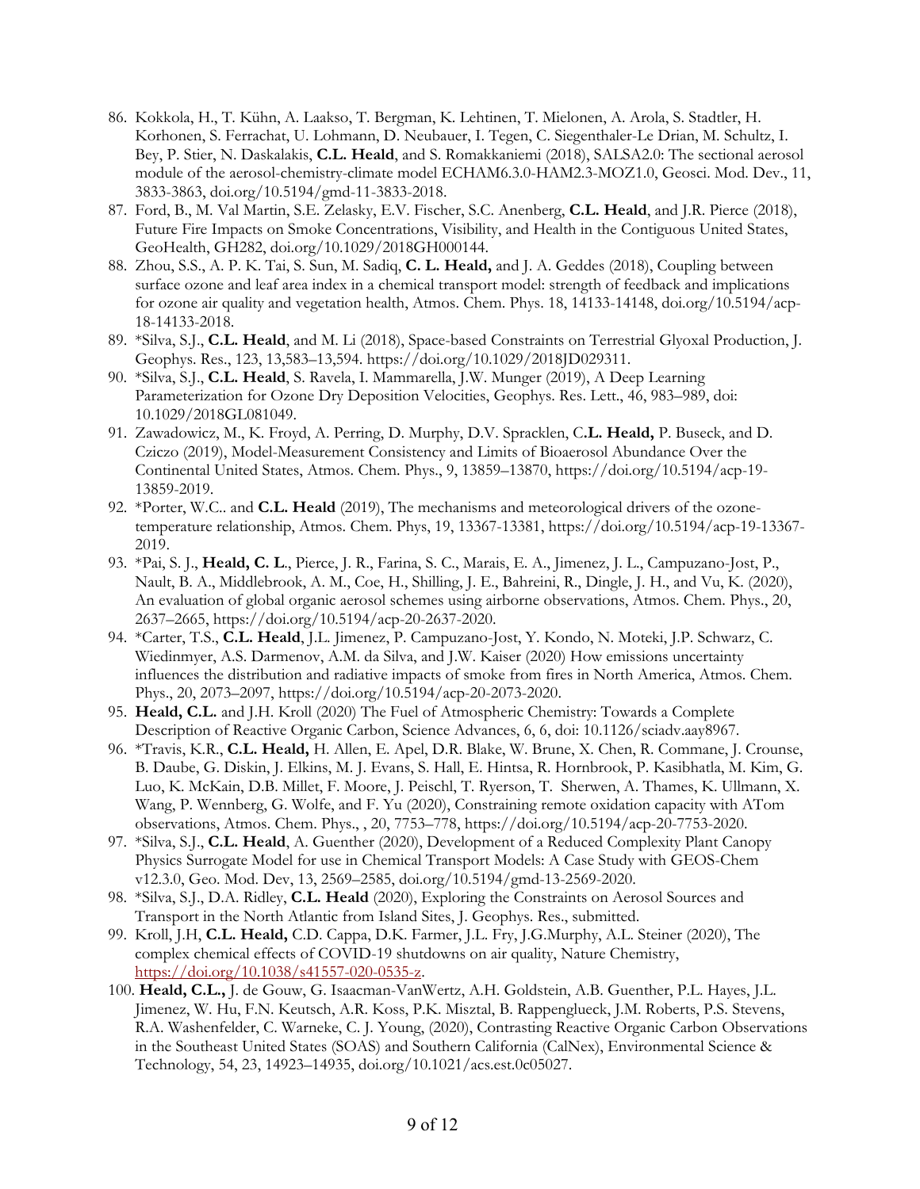86. Kokkola, H., T. Kühn, A. Laakso, T. Bergman, K. Lehtinen, T. Mielonen, A. Arola, S. Stadtler, H. Korhonen, S. Ferrachat, U. Lohmann, D. Neubauer, I. Tegen, C. Siegenthaler-Le Drian, M. Schultz, I. Bey, P. Stier, N. Daskalakis, **C.L. Heald**, and S. Romakkaniemi (2018), SALSA2.0: The sectional aerosol module of the aerosol-chemistry-climate model ECHAM6.3.0-HAM2.3-MOZ1.0, Geosci. Mod. Dev., 11, 3833-3863, doi.org/10.5194/gmd-11-3833-2018.
87. Ford, B., M. Val Martin, S.E. Zelasky, E.V. Fischer, S.C. Anenberg, **C.L. Heald**, and J.R. Pierce (2018), Future Fire Impacts on Smoke Concentrations, Visibility, and Health in the Contiguous United States, GeoHealth, GH282, doi.org/10.1029/2018GH000144.
88. Zhou, S.S., A. P. K. Tai, S. Sun, M. Sadiq, **C. L. Heald,** and J. A. Geddes (2018), Coupling between surface ozone and leaf area index in a chemical transport model: strength of feedback and implications for ozone air quality and vegetation health, Atmos. Chem. Phys. 18, 14133-14148, doi.org/10.5194/acp-18-14133-2018.
89. *Silva, S.J., **C.L. Heald**, and M. Li (2018), Space-based Constraints on Terrestrial Glyoxal Production, J. Geophys. Res., 123, 13,583–13,594. https://doi.org/10.1029/2018JD029311.
90. *Silva, S.J., **C.L. Heald**, S. Ravela, I. Mammarella, J.W. Munger (2019), A Deep Learning Parameterization for Ozone Dry Deposition Velocities, Geophys. Res. Lett., 46, 983–989, doi: 10.1029/2018GL081049.
91. Zawadowicz, M., K. Froyd, A. Perring, D. Murphy, D.V. Spracklen, C**.L. Heald,** P. Buseck, and D. Cziczo (2019), Model-Measurement Consistency and Limits of Bioaerosol Abundance Over the Continental United States, Atmos. Chem. Phys., 9, 13859–13870, https://doi.org/10.5194/acp-19-13859-2019.
92. *Porter, W.C.. and **C.L. Heald** (2019), The mechanisms and meteorological drivers of the ozone-temperature relationship, Atmos. Chem. Phys, 19, 13367-13381, https://doi.org/10.5194/acp-19-13367-2019.
93. *Pai, S. J., **Heald, C. L**., Pierce, J. R., Farina, S. C., Marais, E. A., Jimenez, J. L., Campuzano-Jost, P., Nault, B. A., Middlebrook, A. M., Coe, H., Shilling, J. E., Bahreini, R., Dingle, J. H., and Vu, K. (2020), An evaluation of global organic aerosol schemes using airborne observations, Atmos. Chem. Phys., 20, 2637–2665, https://doi.org/10.5194/acp-20-2637-2020.
94. *Carter, T.S., **C.L. Heald**, J.L. Jimenez, P. Campuzano-Jost, Y. Kondo, N. Moteki, J.P. Schwarz, C. Wiedinmyer, A.S. Darmenov, A.M. da Silva, and J.W. Kaiser (2020) How emissions uncertainty influences the distribution and radiative impacts of smoke from fires in North America, Atmos. Chem. Phys., 20, 2073–2097, https://doi.org/10.5194/acp-20-2073-2020.
95. **Heald, C.L.** and J.H. Kroll (2020) The Fuel of Atmospheric Chemistry: Towards a Complete Description of Reactive Organic Carbon, Science Advances, 6, 6, doi: 10.1126/sciadv.aay8967.
96. *Travis, K.R., **C.L. Heald,** H. Allen, E. Apel, D.R. Blake, W. Brune, X. Chen, R. Commane, J. Crounse, B. Daube, G. Diskin, J. Elkins, M. J. Evans, S. Hall, E. Hintsa, R. Hornbrook, P. Kasibhatla, M. Kim, G. Luo, K. McKain, D.B. Millet, F. Moore, J. Peischl, T. Ryerson, T. Sherwen, A. Thames, K. Ullmann, X. Wang, P. Wennberg, G. Wolfe, and F. Yu (2020), Constraining remote oxidation capacity with ATom observations, Atmos. Chem. Phys., , 20, 7753–778, https://doi.org/10.5194/acp-20-7753-2020.
97. *Silva, S.J., **C.L. Heald**, A. Guenther (2020), Development of a Reduced Complexity Plant Canopy Physics Surrogate Model for use in Chemical Transport Models: A Case Study with GEOS-Chem v12.3.0, Geo. Mod. Dev, 13, 2569–2585, doi.org/10.5194/gmd-13-2569-2020.
98. *Silva, S.J., D.A. Ridley, **C.L. Heald** (2020), Exploring the Constraints on Aerosol Sources and Transport in the North Atlantic from Island Sites, J. Geophys. Res., submitted.
99. Kroll, J.H, **C.L. Heald,** C.D. Cappa, D.K. Farmer, J.L. Fry, J.G.Murphy, A.L. Steiner (2020), The complex chemical effects of COVID-19 shutdowns on air quality, Nature Chemistry, https://doi.org/10.1038/s41557-020-0535-z.
100. **Heald, C.L.,** J. de Gouw, G. Isaacman-VanWertz, A.H. Goldstein, A.B. Guenther, P.L. Hayes, J.L. Jimenez, W. Hu, F.N. Keutsch, A.R. Koss, P.K. Misztal, B. Rappenglueck, J.M. Roberts, P.S. Stevens, R.A. Washenfelder, C. Warneke, C. J. Young, (2020), Contrasting Reactive Organic Carbon Observations in the Southeast United States (SOAS) and Southern California (CalNex), Environmental Science & Technology, 54, 23, 14923–14935, doi.org/10.1021/acs.est.0c05027.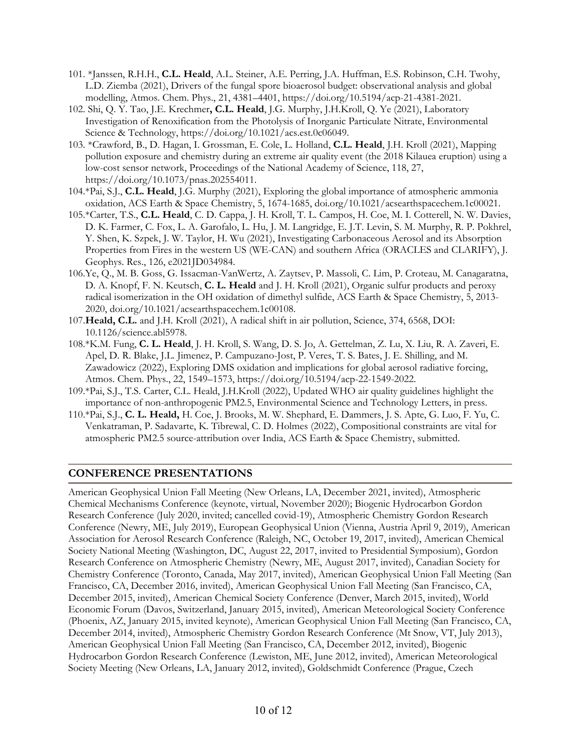101. *Janssen, R.H.H., **C.L. Heald**, A.L. Steiner, A.E. Perring, J.A. Huffman, E.S. Robinson, C.H. Twohy, L.D. Ziemba (2021), Drivers of the fungal spore bioaerosol budget: observational analysis and global modelling, Atmos. Chem. Phys., 21, 4381–4401, https://doi.org/10.5194/acp-21-4381-2021.
102. Shi, Q. Y. Tao, J.E. Krechmer**, C.L. Heald**, J.G. Murphy, J.H.Kroll, Q. Ye (2021), Laboratory Investigation of Renoxification from the Photolysis of Inorganic Particulate Nitrate, Environmental Science & Technology, https://doi.org/10.1021/acs.est.0c06049.
103. *Crawford, B., D. Hagan, I. Grossman, E. Cole, L. Holland, **C.L. Heald**, J.H. Kroll (2021), Mapping pollution exposure and chemistry during an extreme air quality event (the 2018 Kilauea eruption) using a low-cost sensor network, Proceedings of the National Academy of Science, 118, 27, https://doi.org/10.1073/pnas.202554011.
104. *Pai, S.J., **C.L. Heald**, J.G. Murphy (2021), Exploring the global importance of atmospheric ammonia oxidation, ACS Earth & Space Chemistry, 5, 1674-1685, doi.org/10.1021/acsearthspacechem.1c00021.
105. *Carter, T.S., **C.L. Heald**, C. D. Cappa, J. H. Kroll, T. L. Campos, H. Coe, M. I. Cotterell, N. W. Davies, D. K. Farmer, C. Fox, L. A. Garofalo, L. Hu, J. M. Langridge, E. J.T. Levin, S. M. Murphy, R. P. Pokhrel, Y. Shen, K. Szpek, J. W. Taylor, H. Wu (2021), Investigating Carbonaceous Aerosol and its Absorption Properties from Fires in the western US (WE-CAN) and southern Africa (ORACLES and CLARIFY), J. Geophys. Res., 126, e2021JD034984.
106. Ye, Q., M. B. Goss, G. Issacman-VanWertz, A. Zaytsev, P. Massoli, C. Lim, P. Croteau, M. Canagaratna, D. A. Knopf, F. N. Keutsch, **C. L. Heald** and J. H. Kroll (2021), Organic sulfur products and peroxy radical isomerization in the OH oxidation of dimethyl sulfide, ACS Earth & Space Chemistry, 5, 2013-2020, doi.org/10.1021/acsearthspacechem.1c00108.
107. **Heald, C.L.** and J.H. Kroll (2021), A radical shift in air pollution, Science, 374, 6568, DOI: 10.1126/science.abl5978.
108. *K.M. Fung, **C. L. Heald**, J. H. Kroll, S. Wang, D. S. Jo, A. Gettelman, Z. Lu, X. Liu, R. A. Zaveri, E. Apel, D. R. Blake, J.L. Jimenez, P. Campuzano-Jost, P. Veres, T. S. Bates, J. E. Shilling, and M. Zawadowicz (2022), Exploring DMS oxidation and implications for global aerosol radiative forcing, Atmos. Chem. Phys., 22, 1549–1573, https://doi.org/10.5194/acp-22-1549-2022.
109. *Pai, S.J., T.S. Carter, C.L. Heald, J.H.Kroll (2022), Updated WHO air quality guidelines highlight the importance of non-anthropogenic PM2.5, Environmental Science and Technology Letters, in press.
110. *Pai, S.J., **C. L. Heald,** H. Coe, J. Brooks, M. W. Shephard, E. Dammers, J. S. Apte, G. Luo, F. Yu, C. Venkatraman, P. Sadavarte, K. Tibrewal, C. D. Holmes (2022), Compositional constraints are vital for atmospheric PM2.5 source-attribution over India, ACS Earth & Space Chemistry, submitted.

## CONFERENCE PRESENTATIONS

American Geophysical Union Fall Meeting (New Orleans, LA, December 2021, invited), Atmospheric Chemical Mechanisms Conference (keynote, virtual, November 2020); Biogenic Hydrocarbon Gordon Research Conference (July 2020, invited; cancelled covid-19), Atmospheric Chemistry Gordon Research Conference (Newry, ME, July 2019), European Geophysical Union (Vienna, Austria April 9, 2019), American Association for Aerosol Research Conference (Raleigh, NC, October 19, 2017, invited), American Chemical Society National Meeting (Washington, DC, August 22, 2017, invited to Presidential Symposium), Gordon Research Conference on Atmospheric Chemistry (Newry, ME, August 2017, invited), Canadian Society for Chemistry Conference (Toronto, Canada, May 2017, invited), American Geophysical Union Fall Meeting (San Francisco, CA, December 2016, invited), American Geophysical Union Fall Meeting (San Francisco, CA, December 2015, invited), American Chemical Society Conference (Denver, March 2015, invited), World Economic Forum (Davos, Switzerland, January 2015, invited), American Meteorological Society Conference (Phoenix, AZ, January 2015, invited keynote), American Geophysical Union Fall Meeting (San Francisco, CA, December 2014, invited), Atmospheric Chemistry Gordon Research Conference (Mt Snow, VT, July 2013), American Geophysical Union Fall Meeting (San Francisco, CA, December 2012, invited), Biogenic Hydrocarbon Gordon Research Conference (Lewiston, ME, June 2012, invited), American Meteorological Society Meeting (New Orleans, LA, January 2012, invited), Goldschmidt Conference (Prague, Czech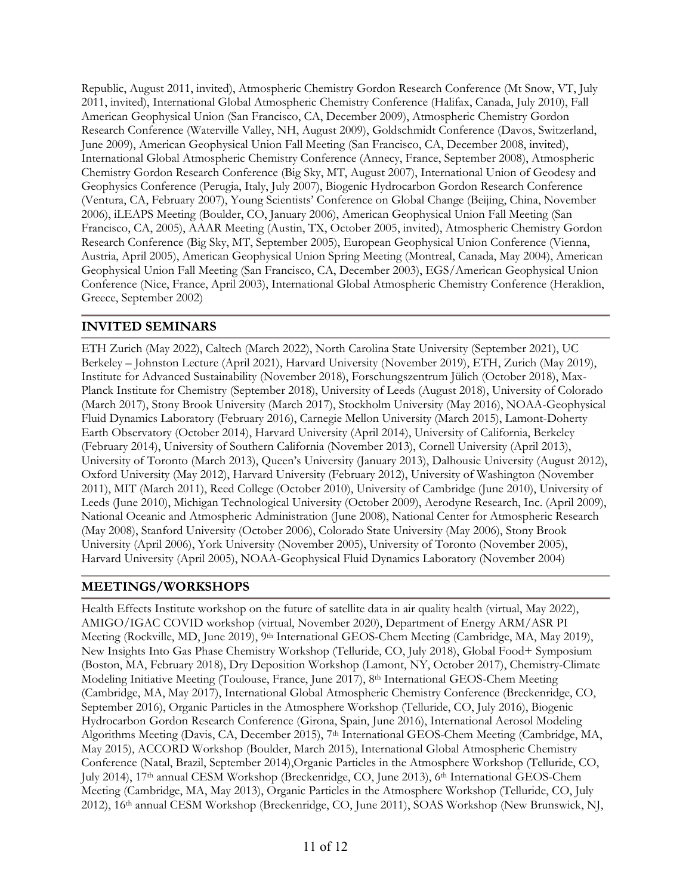Republic, August 2011, invited), Atmospheric Chemistry Gordon Research Conference (Mt Snow, VT, July 2011, invited), International Global Atmospheric Chemistry Conference (Halifax, Canada, July 2010), Fall American Geophysical Union (San Francisco, CA, December 2009), Atmospheric Chemistry Gordon Research Conference (Waterville Valley, NH, August 2009), Goldschmidt Conference (Davos, Switzerland, June 2009), American Geophysical Union Fall Meeting (San Francisco, CA, December 2008, invited), International Global Atmospheric Chemistry Conference (Annecy, France, September 2008), Atmospheric Chemistry Gordon Research Conference (Big Sky, MT, August 2007), International Union of Geodesy and Geophysics Conference (Perugia, Italy, July 2007), Biogenic Hydrocarbon Gordon Research Conference (Ventura, CA, February 2007), Young Scientists' Conference on Global Change (Beijing, China, November 2006), iLEAPS Meeting (Boulder, CO, January 2006), American Geophysical Union Fall Meeting (San Francisco, CA, 2005), AAAR Meeting (Austin, TX, October 2005, invited), Atmospheric Chemistry Gordon Research Conference (Big Sky, MT, September 2005), European Geophysical Union Conference (Vienna, Austria, April 2005), American Geophysical Union Spring Meeting (Montreal, Canada, May 2004), American Geophysical Union Fall Meeting (San Francisco, CA, December 2003), EGS/American Geophysical Union Conference (Nice, France, April 2003), International Global Atmospheric Chemistry Conference (Heraklion, Greece, September 2002)

## INVITED SEMINARS

ETH Zurich (May 2022), Caltech (March 2022), North Carolina State University (September 2021), UC Berkeley – Johnston Lecture (April 2021), Harvard University (November 2019), ETH, Zurich (May 2019), Institute for Advanced Sustainability (November 2018), Forschungszentrum Jülich (October 2018), Max-Planck Institute for Chemistry (September 2018), University of Leeds (August 2018), University of Colorado (March 2017), Stony Brook University (March 2017), Stockholm University (May 2016), NOAA-Geophysical Fluid Dynamics Laboratory (February 2016), Carnegie Mellon University (March 2015), Lamont-Doherty Earth Observatory (October 2014), Harvard University (April 2014), University of California, Berkeley (February 2014), University of Southern California (November 2013), Cornell University (April 2013), University of Toronto (March 2013), Queen's University (January 2013), Dalhousie University (August 2012), Oxford University (May 2012), Harvard University (February 2012), University of Washington (November 2011), MIT (March 2011), Reed College (October 2010), University of Cambridge (June 2010), University of Leeds (June 2010), Michigan Technological University (October 2009), Aerodyne Research, Inc. (April 2009), National Oceanic and Atmospheric Administration (June 2008), National Center for Atmospheric Research (May 2008), Stanford University (October 2006), Colorado State University (May 2006), Stony Brook University (April 2006), York University (November 2005), University of Toronto (November 2005), Harvard University (April 2005), NOAA-Geophysical Fluid Dynamics Laboratory (November 2004)

## MEETINGS/WORKSHOPS

Health Effects Institute workshop on the future of satellite data in air quality health (virtual, May 2022), AMIGO/IGAC COVID workshop (virtual, November 2020), Department of Energy ARM/ASR PI Meeting (Rockville, MD, June 2019), 9th International GEOS-Chem Meeting (Cambridge, MA, May 2019), New Insights Into Gas Phase Chemistry Workshop (Telluride, CO, July 2018), Global Food+ Symposium (Boston, MA, February 2018), Dry Deposition Workshop (Lamont, NY, October 2017), Chemistry-Climate Modeling Initiative Meeting (Toulouse, France, June 2017), 8th International GEOS-Chem Meeting (Cambridge, MA, May 2017), International Global Atmospheric Chemistry Conference (Breckenridge, CO, September 2016), Organic Particles in the Atmosphere Workshop (Telluride, CO, July 2016), Biogenic Hydrocarbon Gordon Research Conference (Girona, Spain, June 2016), International Aerosol Modeling Algorithms Meeting (Davis, CA, December 2015), 7th International GEOS-Chem Meeting (Cambridge, MA, May 2015), ACCORD Workshop (Boulder, March 2015), International Global Atmospheric Chemistry Conference (Natal, Brazil, September 2014),Organic Particles in the Atmosphere Workshop (Telluride, CO, July 2014), 17th annual CESM Workshop (Breckenridge, CO, June 2013), 6th International GEOS-Chem Meeting (Cambridge, MA, May 2013), Organic Particles in the Atmosphere Workshop (Telluride, CO, July 2012), 16th annual CESM Workshop (Breckenridge, CO, June 2011), SOAS Workshop (New Brunswick, NJ,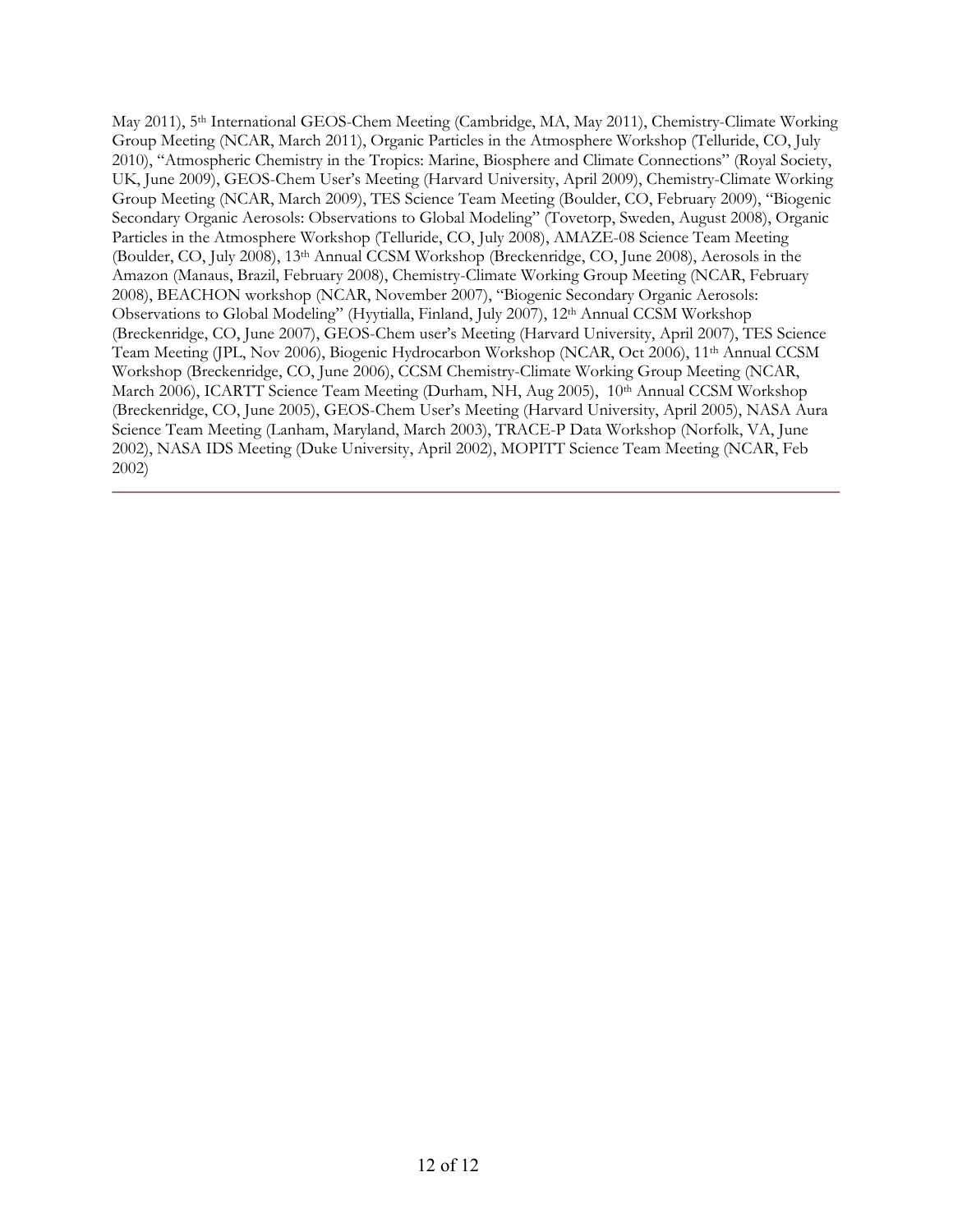May 2011), 5th International GEOS-Chem Meeting (Cambridge, MA, May 2011), Chemistry-Climate Working Group Meeting (NCAR, March 2011), Organic Particles in the Atmosphere Workshop (Telluride, CO, July 2010), "Atmospheric Chemistry in the Tropics: Marine, Biosphere and Climate Connections" (Royal Society, UK, June 2009), GEOS-Chem User's Meeting (Harvard University, April 2009), Chemistry-Climate Working Group Meeting (NCAR, March 2009), TES Science Team Meeting (Boulder, CO, February 2009), "Biogenic Secondary Organic Aerosols: Observations to Global Modeling" (Tovetorp, Sweden, August 2008), Organic Particles in the Atmosphere Workshop (Telluride, CO, July 2008), AMAZE-08 Science Team Meeting (Boulder, CO, July 2008), 13th Annual CCSM Workshop (Breckenridge, CO, June 2008), Aerosols in the Amazon (Manaus, Brazil, February 2008), Chemistry-Climate Working Group Meeting (NCAR, February 2008), BEACHON workshop (NCAR, November 2007), "Biogenic Secondary Organic Aerosols: Observations to Global Modeling" (Hyytialla, Finland, July 2007), 12th Annual CCSM Workshop (Breckenridge, CO, June 2007), GEOS-Chem user's Meeting (Harvard University, April 2007), TES Science Team Meeting (JPL, Nov 2006), Biogenic Hydrocarbon Workshop (NCAR, Oct 2006), 11th Annual CCSM Workshop (Breckenridge, CO, June 2006), CCSM Chemistry-Climate Working Group Meeting (NCAR, March 2006), ICARTT Science Team Meeting (Durham, NH, Aug 2005), 10th Annual CCSM Workshop (Breckenridge, CO, June 2005), GEOS-Chem User's Meeting (Harvard University, April 2005), NASA Aura Science Team Meeting (Lanham, Maryland, March 2003), TRACE-P Data Workshop (Norfolk, VA, June 2002), NASA IDS Meeting (Duke University, April 2002), MOPITT Science Team Meeting (NCAR, Feb 2002)

---